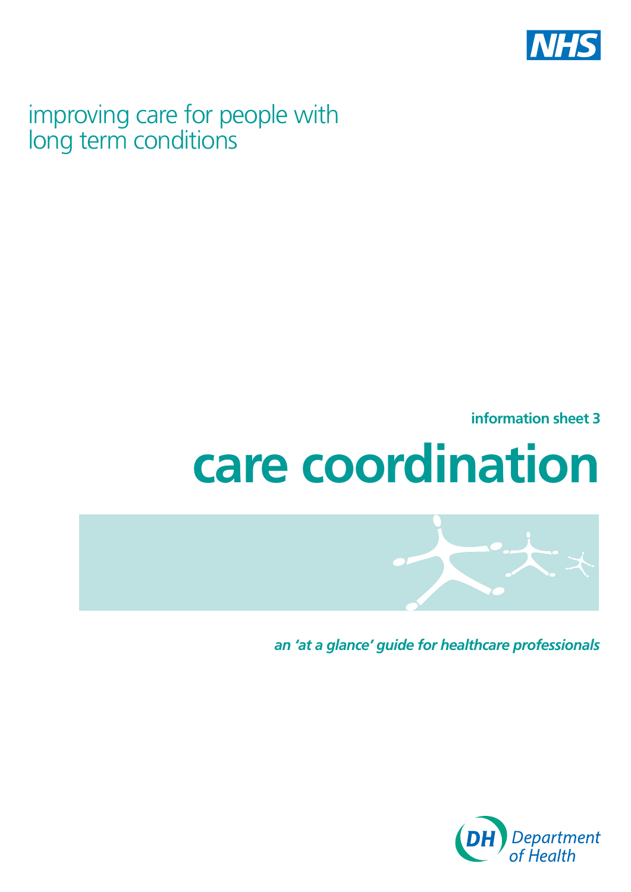NHS

improving care for people with long term conditions

**information sheet 3**

# care coordination

***an 'at a glance' guide for healthcare professionals***

Department of Health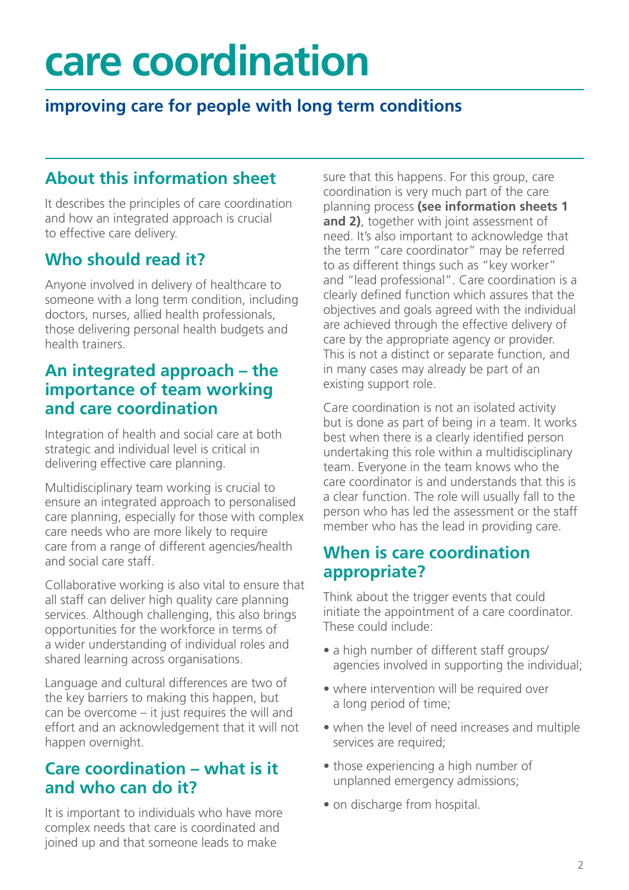# care coordination

## improving care for people with long term conditions

### About this information sheet

It describes the principles of care coordination and how an integrated approach is crucial to effective care delivery.

### Who should read it?

Anyone involved in delivery of healthcare to someone with a long term condition, including doctors, nurses, allied health professionals, those delivering personal health budgets and health trainers.

### An integrated approach – the importance of team working and care coordination

Integration of health and social care at both strategic and individual level is critical in delivering effective care planning.

Multidisciplinary team working is crucial to ensure an integrated approach to personalised care planning, especially for those with complex care needs who are more likely to require care from a range of different agencies/health and social care staff.

Collaborative working is also vital to ensure that all staff can deliver high quality care planning services. Although challenging, this also brings opportunities for the workforce in terms of a wider understanding of individual roles and shared learning across organisations.

Language and cultural differences are two of the key barriers to making this happen, but can be overcome – it just requires the will and effort and an acknowledgement that it will not happen overnight.

### Care coordination – what is it and who can do it?

It is important to individuals who have more complex needs that care is coordinated and joined up and that someone leads to make sure that this happens. For this group, care coordination is very much part of the care planning process **(see information sheets 1 and 2)**, together with joint assessment of need. It's also important to acknowledge that the term "care coordinator" may be referred to as different things such as "key worker" and "lead professional". Care coordination is a clearly defined function which assures that the objectives and goals agreed with the individual are achieved through the effective delivery of care by the appropriate agency or provider. This is not a distinct or separate function, and in many cases may already be part of an existing support role.

Care coordination is not an isolated activity but is done as part of being in a team. It works best when there is a clearly identified person undertaking this role within a multidisciplinary team. Everyone in the team knows who the care coordinator is and understands that this is a clear function. The role will usually fall to the person who has led the assessment or the staff member who has the lead in providing care.

### When is care coordination appropriate?

Think about the trigger events that could initiate the appointment of a care coordinator. These could include:

- a high number of different staff groups/agencies involved in supporting the individual;
- where intervention will be required over a long period of time;
- when the level of need increases and multiple services are required;
- those experiencing a high number of unplanned emergency admissions;
- on discharge from hospital.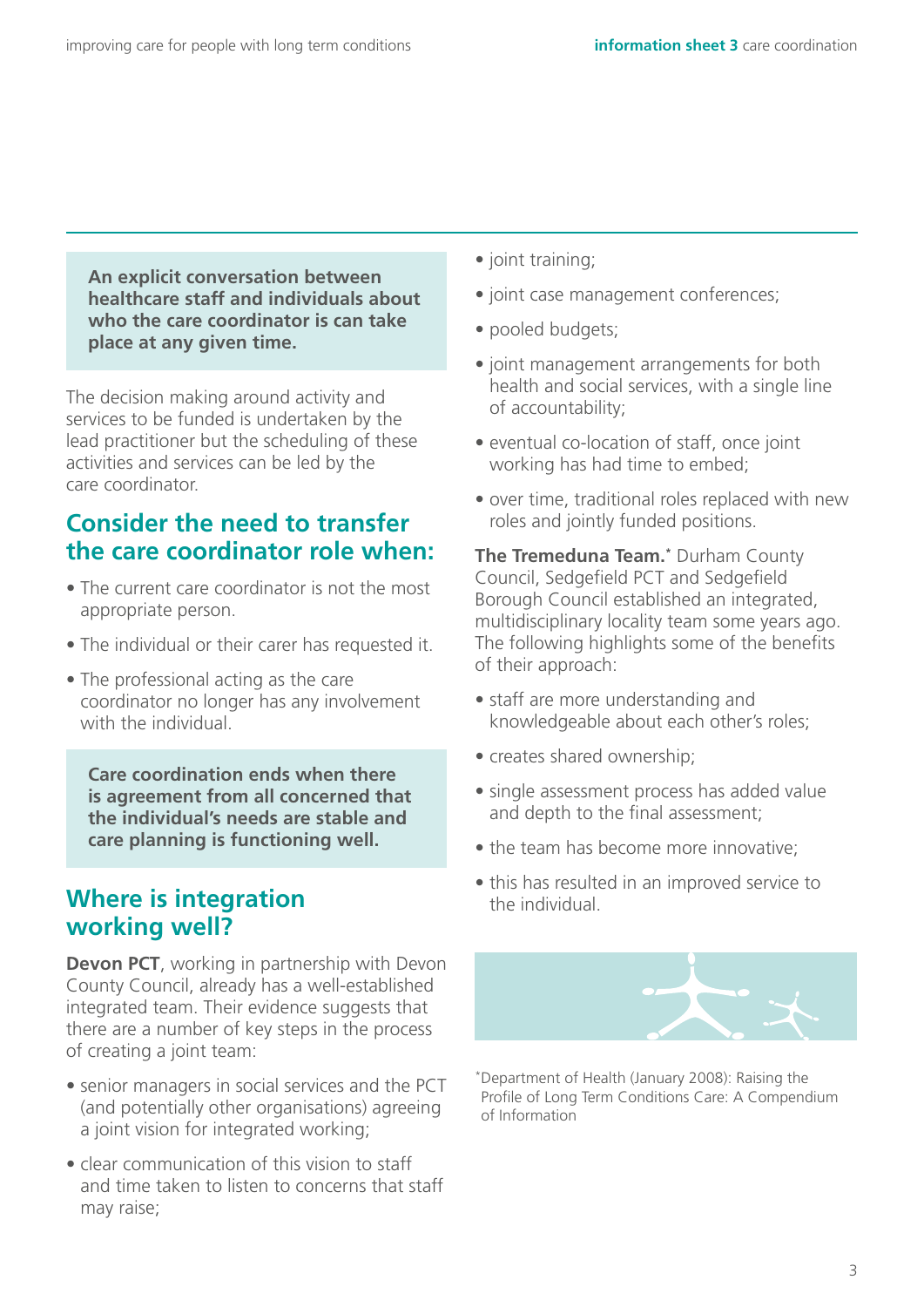**An explicit conversation between healthcare staff and individuals about who the care coordinator is can take place at any given time.**

The decision making around activity and services to be funded is undertaken by the lead practitioner but the scheduling of these activities and services can be led by the care coordinator.

## Consider the need to transfer the care coordinator role when:

- The current care coordinator is not the most appropriate person.
- The individual or their carer has requested it.
- The professional acting as the care coordinator no longer has any involvement with the individual.

**Care coordination ends when there is agreement from all concerned that the individual's needs are stable and care planning is functioning well.**

## Where is integration working well?

**Devon PCT**, working in partnership with Devon County Council, already has a well-established integrated team. Their evidence suggests that there are a number of key steps in the process of creating a joint team:

- senior managers in social services and the PCT (and potentially other organisations) agreeing a joint vision for integrated working;
- clear communication of this vision to staff and time taken to listen to concerns that staff may raise;
- joint training;
- joint case management conferences;
- pooled budgets;
- joint management arrangements for both health and social services, with a single line of accountability;
- eventual co-location of staff, once joint working has had time to embed;
- over time, traditional roles replaced with new roles and jointly funded positions.

**The Tremeduna Team.**[*] Durham County Council, Sedgefield PCT and Sedgefield Borough Council established an integrated, multidisciplinary locality team some years ago. The following highlights some of the benefits of their approach:

- staff are more understanding and knowledgeable about each other's roles;
- creates shared ownership;
- single assessment process has added value and depth to the final assessment;
- the team has become more innovative;
- this has resulted in an improved service to the individual.

[*]Department of Health (January 2008): Raising the Profile of Long Term Conditions Care: A Compendium of Information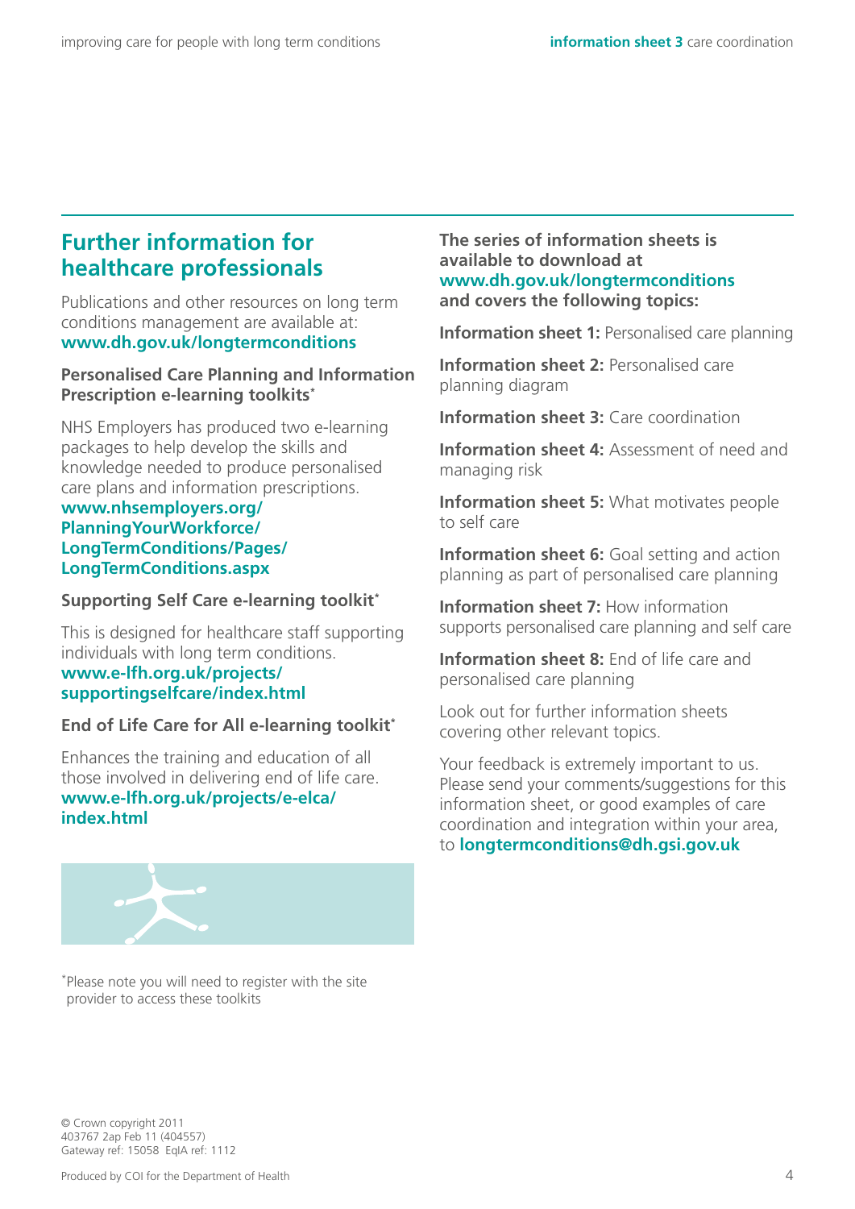## Further information for healthcare professionals

Publications and other resources on long term conditions management are available at: **www.dh.gov.uk/longtermconditions**

**Personalised Care Planning and Information Prescription e-learning toolkits***

NHS Employers has produced two e-learning packages to help develop the skills and knowledge needed to produce personalised care plans and information prescriptions. **www.nhsemployers.org/PlanningYourWorkforce/LongTermConditions/Pages/LongTermConditions.aspx**

**Supporting Self Care e-learning toolkit***

This is designed for healthcare staff supporting individuals with long term conditions. **www.e-lfh.org.uk/projects/supportingselfcare/index.html**

**End of Life Care for All e-learning toolkit***

Enhances the training and education of all those involved in delivering end of life care. **www.e-lfh.org.uk/projects/e-elca/index.html**

*Please note you will need to register with the site provider to access these toolkits

**The series of information sheets is available to download at www.dh.gov.uk/longtermconditions and covers the following topics:**

**Information sheet 1:** Personalised care planning

**Information sheet 2:** Personalised care planning diagram

**Information sheet 3:** Care coordination

**Information sheet 4:** Assessment of need and managing risk

**Information sheet 5:** What motivates people to self care

**Information sheet 6:** Goal setting and action planning as part of personalised care planning

**Information sheet 7:** How information supports personalised care planning and self care

**Information sheet 8:** End of life care and personalised care planning

Look out for further information sheets covering other relevant topics.

Your feedback is extremely important to us. Please send your comments/suggestions for this information sheet, or good examples of care coordination and integration within your area, to **longtermconditions@dh.gsi.gov.uk**

© Crown copyright 2011
403767 2ap Feb 11 (404557)
Gateway ref: 15058 EqIA ref: 1112

Produced by COI for the Department of Health